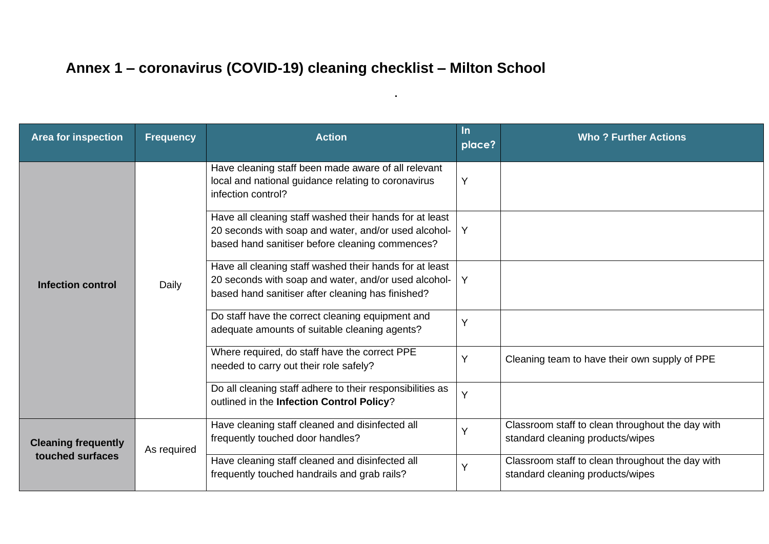# Annex 1 – coronavirus (COVID-19) cleaning checklist – Milton School

.

| Area for inspection | Frequency | Action | In place? | Who ? Further Actions |
|---|---|---|---|---|
| **Infection control** | Daily | Have cleaning staff been made aware of all relevant local and national guidance relating to coronavirus infection control? | Y | |
| | | Have all cleaning staff washed their hands for at least 20 seconds with soap and water, and/or used alcohol-based hand sanitiser before cleaning commences? | Y | |
| | | Have all cleaning staff washed their hands for at least 20 seconds with soap and water, and/or used alcohol-based hand sanitiser after cleaning has finished? | Y | |
| | | Do staff have the correct cleaning equipment and adequate amounts of suitable cleaning agents? | Y | |
| | | Where required, do staff have the correct PPE needed to carry out their role safely? | Y | Cleaning team to have their own supply of PPE |
| | | Do all cleaning staff adhere to their responsibilities as outlined in the **Infection Control Policy**? | Y | |
| **Cleaning frequently touched surfaces** | As required | Have cleaning staff cleaned and disinfected all frequently touched door handles? | Y | Classroom staff to clean throughout the day with standard cleaning products/wipes |
| | | Have cleaning staff cleaned and disinfected all frequently touched handrails and grab rails? | Y | Classroom staff to clean throughout the day with standard cleaning products/wipes |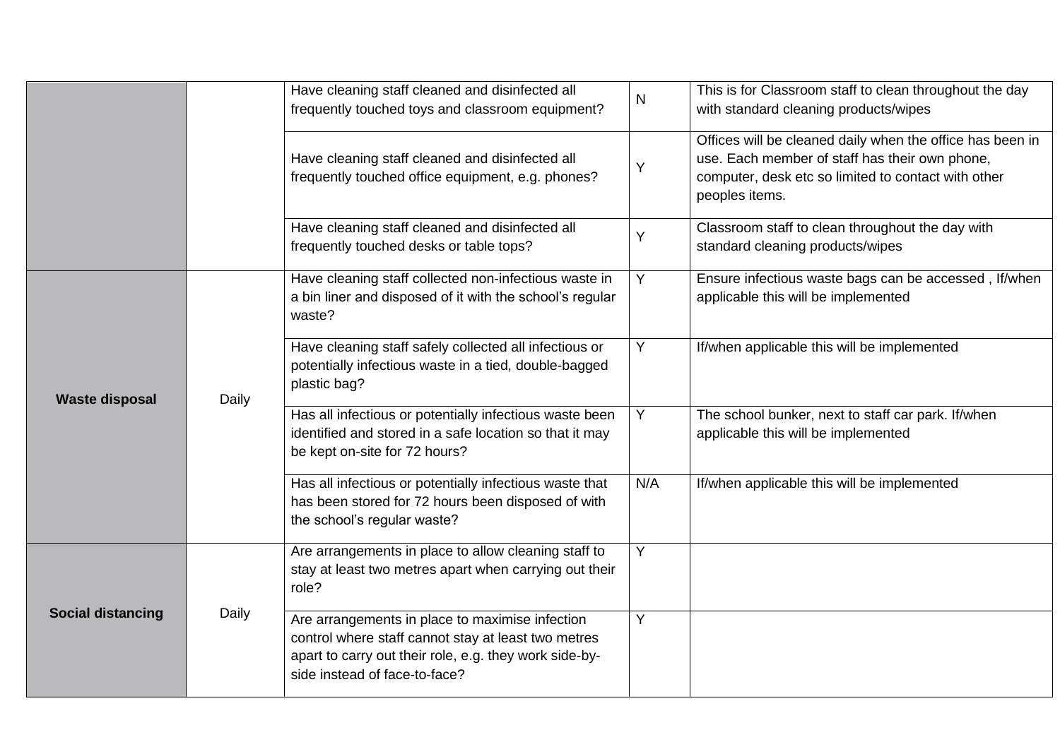| | | | | |
|---|---|---|---|---|
| | | Have cleaning staff cleaned and disinfected all frequently touched toys and classroom equipment? | N | This is for Classroom staff to clean throughout the day with standard cleaning products/wipes |
| | | Have cleaning staff cleaned and disinfected all frequently touched office equipment, e.g. phones? | Y | Offices will be cleaned daily when the office has been in use. Each member of staff has their own phone, computer, desk etc so limited to contact with other peoples items. |
| | | Have cleaning staff cleaned and disinfected all frequently touched desks or table tops? | Y | Classroom staff to clean throughout the day with standard cleaning products/wipes |
| **Waste disposal** | Daily | Have cleaning staff collected non-infectious waste in a bin liner and disposed of it with the school's regular waste? | Y | Ensure infectious waste bags can be accessed , If/when applicable this will be implemented |
| | | Have cleaning staff safely collected all infectious or potentially infectious waste in a tied, double-bagged plastic bag? | Y | If/when applicable this will be implemented |
| | | Has all infectious or potentially infectious waste been identified and stored in a safe location so that it may be kept on-site for 72 hours? | Y | The school bunker, next to staff car park. If/when applicable this will be implemented |
| | | Has all infectious or potentially infectious waste that has been stored for 72 hours been disposed of with the school's regular waste? | N/A | If/when applicable this will be implemented |
| **Social distancing** | Daily | Are arrangements in place to allow cleaning staff to stay at least two metres apart when carrying out their role? | Y | |
| | | Are arrangements in place to maximise infection control where staff cannot stay at least two metres apart to carry out their role, e.g. they work side-by-side instead of face-to-face? | Y | |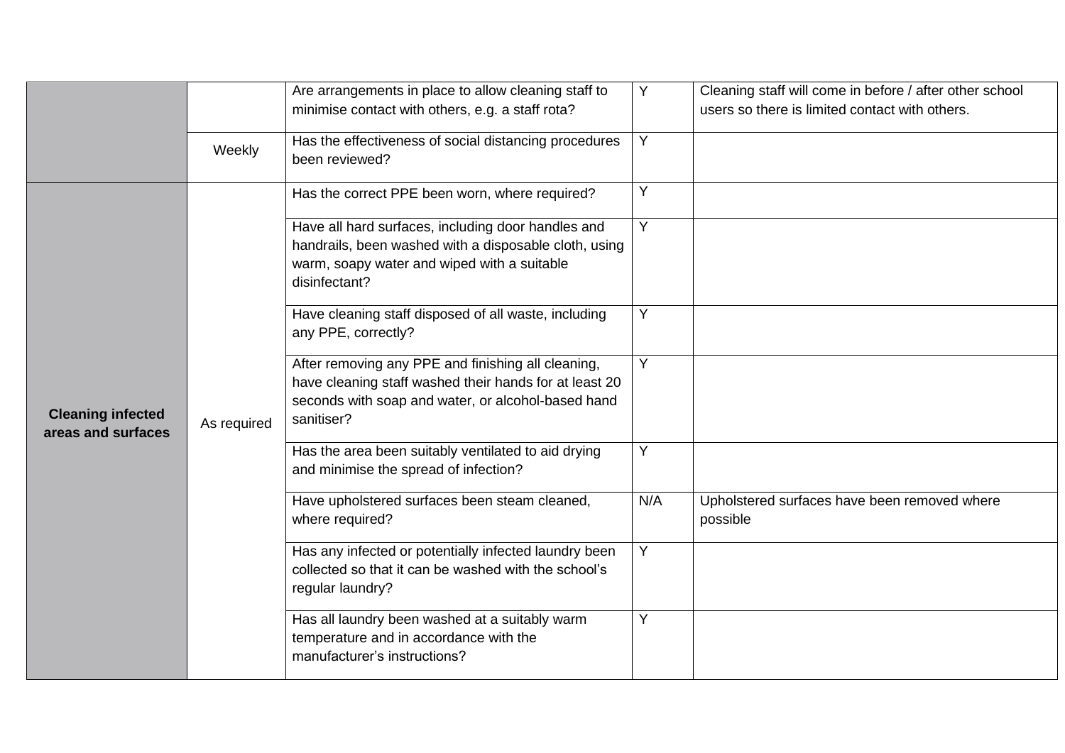| | | | | |
|---|---|---|---|---|
| | | Are arrangements in place to allow cleaning staff to minimise contact with others, e.g. a staff rota? | Y | Cleaning staff will come in before / after other school users so there is limited contact with others. |
| | Weekly | Has the effectiveness of social distancing procedures been reviewed? | Y | |
| **Cleaning infected areas and surfaces** | As required | Has the correct PPE been worn, where required? | Y | |
| | | Have all hard surfaces, including door handles and handrails, been washed with a disposable cloth, using warm, soapy water and wiped with a suitable disinfectant? | Y | |
| | | Have cleaning staff disposed of all waste, including any PPE, correctly? | Y | |
| | | After removing any PPE and finishing all cleaning, have cleaning staff washed their hands for at least 20 seconds with soap and water, or alcohol-based hand sanitiser? | Y | |
| | | Has the area been suitably ventilated to aid drying and minimise the spread of infection? | Y | |
| | | Have upholstered surfaces been steam cleaned, where required? | N/A | Upholstered surfaces have been removed where possible |
| | | Has any infected or potentially infected laundry been collected so that it can be washed with the school's regular laundry? | Y | |
| | | Has all laundry been washed at a suitably warm temperature and in accordance with the manufacturer's instructions? | Y | |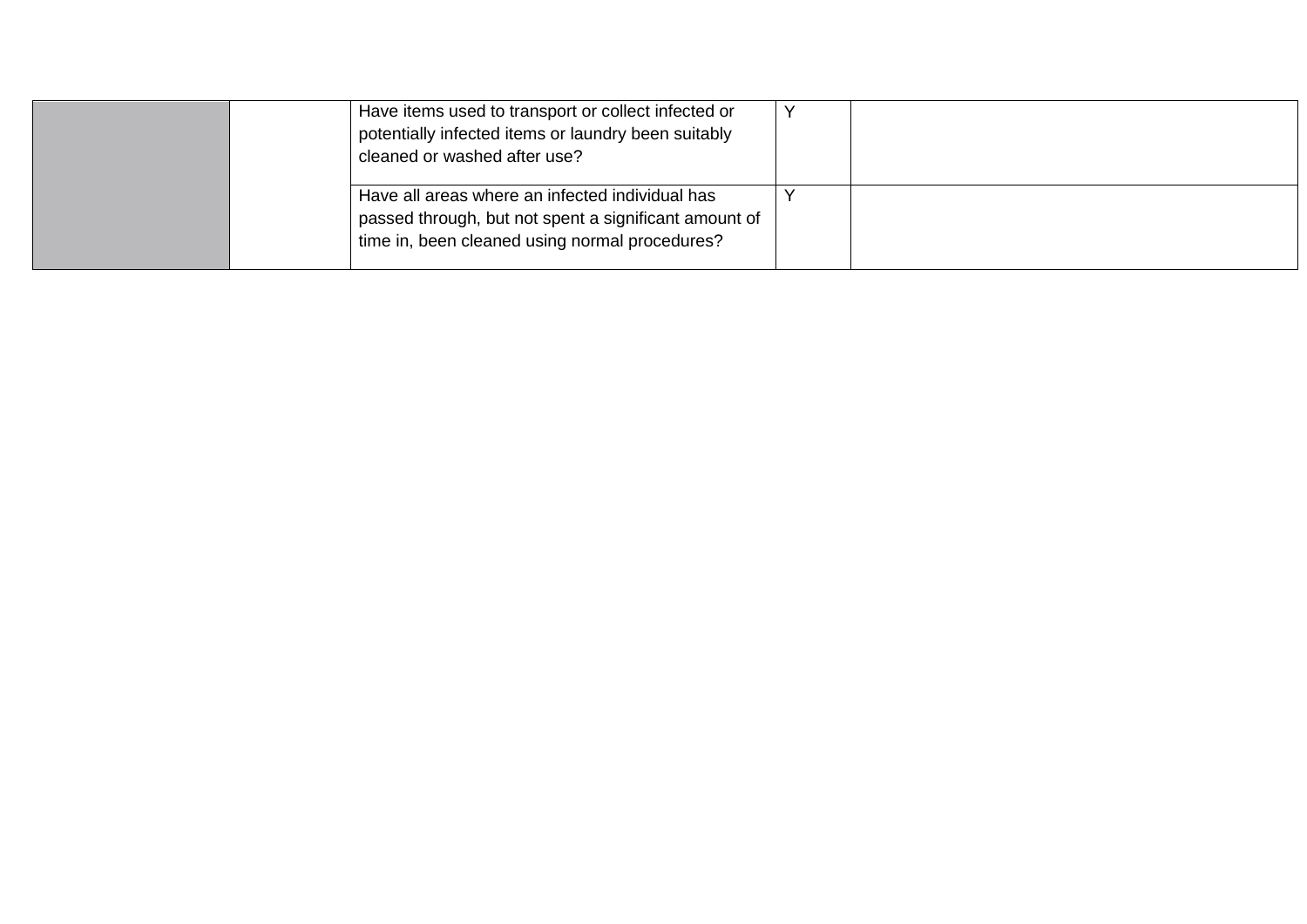| | | | | |
|---|---|---|---|---|
| | | Have items used to transport or collect infected or potentially infected items or laundry been suitably cleaned or washed after use? | Y | |
| | | Have all areas where an infected individual has passed through, but not spent a significant amount of time in, been cleaned using normal procedures? | Y | |